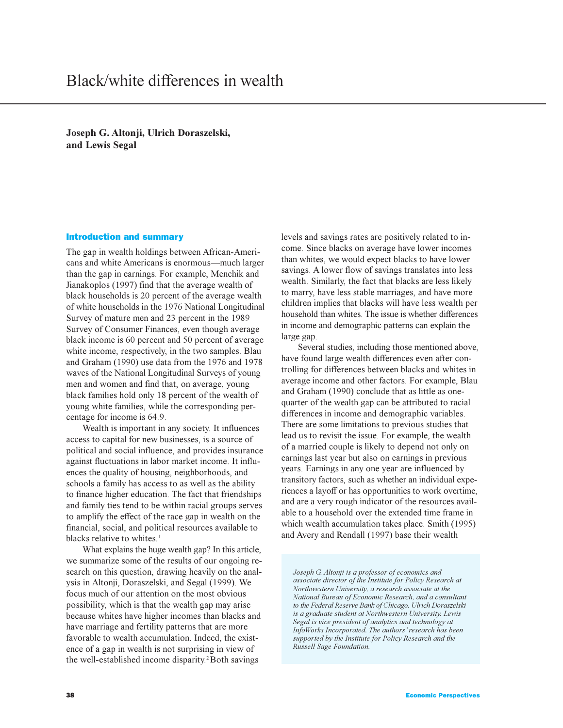# Black/white differences in wealth

**Joseph G. Altonji, Ulrich Doraszelski, and Lewis Segal**

## Introduction and summary

The gap in wealth holdings between African-Americans and white Americans is enormous—much larger than the gap in earnings. For example, Menchik and Jianakoplos (1997) find that the average wealth of black households is 20 percent of the average wealth of white households in the 1976 National Longitudinal Survey of mature men and 23 percent in the 1989 Survey of Consumer Finances, even though average black income is 60 percent and 50 percent of average white income, respectively, in the two samples. Blau and Graham (1990) use data from the 1976 and 1978 waves of the National Longitudinal Surveys of young men and women and find that, on average, young black families hold only 18 percent of the wealth of young white families, while the corresponding percentage for income is 64.9.

Wealth is important in any society. It influences access to capital for new businesses, is a source of political and social influence, and provides insurance against fluctuations in labor market income. It influences the quality of housing, neighborhoods, and schools a family has access to as well as the ability to finance higher education. The fact that friendships and family ties tend to be within racial groups serves to amplify the effect of the race gap in wealth on the financial, social, and political resources available to blacks relative to whites.[1]

What explains the huge wealth gap? In this article, we summarize some of the results of our ongoing research on this question, drawing heavily on the analysis in Altonji, Doraszelski, and Segal (1999). We focus much of our attention on the most obvious possibility, which is that the wealth gap may arise because whites have higher incomes than blacks and have marriage and fertility patterns that are more favorable to wealth accumulation. Indeed, the existence of a gap in wealth is not surprising in view of the well-established income disparity.[2] Both savings levels and savings rates are positively related to income. Since blacks on average have lower incomes than whites, we would expect blacks to have lower savings. A lower flow of savings translates into less wealth. Similarly, the fact that blacks are less likely to marry, have less stable marriages, and have more children implies that blacks will have less wealth per household than whites. The issue is whether differences in income and demographic patterns can explain the large gap.

Several studies, including those mentioned above, have found large wealth differences even after controlling for differences between blacks and whites in average income and other factors. For example, Blau and Graham (1990) conclude that as little as one-quarter of the wealth gap can be attributed to racial differences in income and demographic variables. There are some limitations to previous studies that lead us to revisit the issue. For example, the wealth of a married couple is likely to depend not only on earnings last year but also on earnings in previous years. Earnings in any one year are influenced by transitory factors, such as whether an individual experiences a layoff or has opportunities to work overtime, and are a very rough indicator of the resources available to a household over the extended time frame in which wealth accumulation takes place. Smith (1995) and Avery and Rendall (1997) base their wealth

*Joseph G. Altonji is a professor of economics and associate director of the Institute for Policy Research at Northwestern University, a research associate at the National Bureau of Economic Research, and a consultant to the Federal Reserve Bank of Chicago. Ulrich Doraszelski is a graduate student at Northwestern University. Lewis Segal is vice president of analytics and technology at InfoWorks Incorporated. The authors' research has been supported by the Institute for Policy Research and the Russell Sage Foundation.*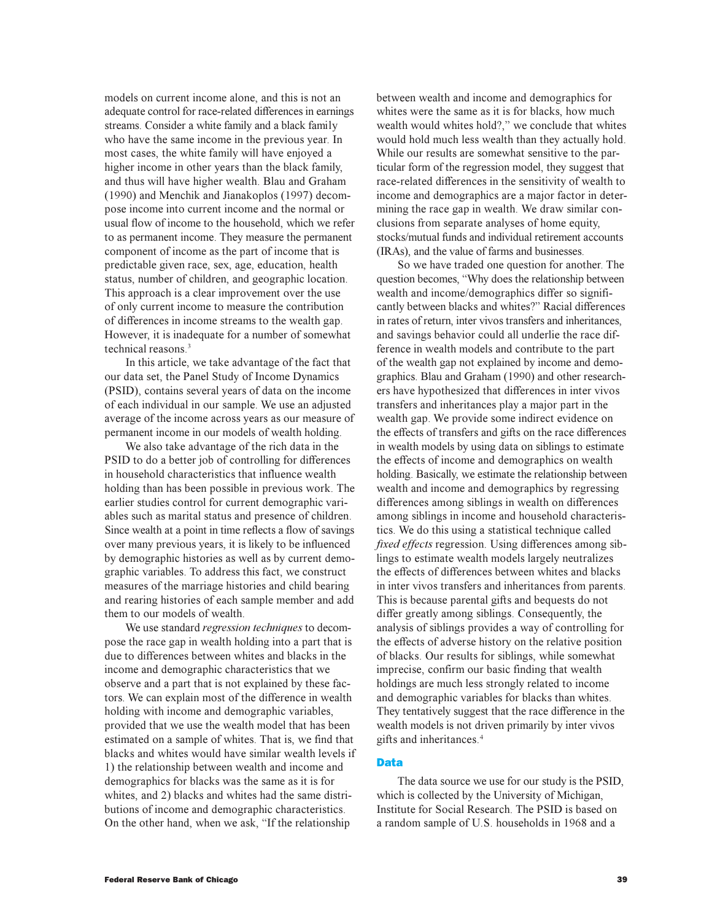models on current income alone, and this is not an adequate control for race-related differences in earnings streams. Consider a white family and a black family who have the same income in the previous year. In most cases, the white family will have enjoyed a higher income in other years than the black family, and thus will have higher wealth. Blau and Graham (1990) and Menchik and Jianakoplos (1997) decompose income into current income and the normal or usual flow of income to the household, which we refer to as permanent income. They measure the permanent component of income as the part of income that is predictable given race, sex, age, education, health status, number of children, and geographic location. This approach is a clear improvement over the use of only current income to measure the contribution of differences in income streams to the wealth gap. However, it is inadequate for a number of somewhat technical reasons.[3]

In this article, we take advantage of the fact that our data set, the Panel Study of Income Dynamics (PSID), contains several years of data on the income of each individual in our sample. We use an adjusted average of the income across years as our measure of permanent income in our models of wealth holding.

We also take advantage of the rich data in the PSID to do a better job of controlling for differences in household characteristics that influence wealth holding than has been possible in previous work. The earlier studies control for current demographic variables such as marital status and presence of children. Since wealth at a point in time reflects a flow of savings over many previous years, it is likely to be influenced by demographic histories as well as by current demographic variables. To address this fact, we construct measures of the marriage histories and child bearing and rearing histories of each sample member and add them to our models of wealth.

We use standard *regression techniques* to decompose the race gap in wealth holding into a part that is due to differences between whites and blacks in the income and demographic characteristics that we observe and a part that is not explained by these factors. We can explain most of the difference in wealth holding with income and demographic variables, provided that we use the wealth model that has been estimated on a sample of whites. That is, we find that blacks and whites would have similar wealth levels if 1) the relationship between wealth and income and demographics for blacks was the same as it is for whites, and 2) blacks and whites had the same distributions of income and demographic characteristics. On the other hand, when we ask, "If the relationship between wealth and income and demographics for whites were the same as it is for blacks, how much wealth would whites hold?," we conclude that whites would hold much less wealth than they actually hold. While our results are somewhat sensitive to the particular form of the regression model, they suggest that race-related differences in the sensitivity of wealth to income and demographics are a major factor in determining the race gap in wealth. We draw similar conclusions from separate analyses of home equity, stocks/mutual funds and individual retirement accounts (IRAs), and the value of farms and businesses.

So we have traded one question for another. The question becomes, "Why does the relationship between wealth and income/demographics differ so significantly between blacks and whites?" Racial differences in rates of return, inter vivos transfers and inheritances, and savings behavior could all underlie the race difference in wealth models and contribute to the part of the wealth gap not explained by income and demographics. Blau and Graham (1990) and other researchers have hypothesized that differences in inter vivos transfers and inheritances play a major part in the wealth gap. We provide some indirect evidence on the effects of transfers and gifts on the race differences in wealth models by using data on siblings to estimate the effects of income and demographics on wealth holding. Basically, we estimate the relationship between wealth and income and demographics by regressing differences among siblings in wealth on differences among siblings in income and household characteristics. We do this using a statistical technique called *fixed effects* regression. Using differences among siblings to estimate wealth models largely neutralizes the effects of differences between whites and blacks in inter vivos transfers and inheritances from parents. This is because parental gifts and bequests do not differ greatly among siblings. Consequently, the analysis of siblings provides a way of controlling for the effects of adverse history on the relative position of blacks. Our results for siblings, while somewhat imprecise, confirm our basic finding that wealth holdings are much less strongly related to income and demographic variables for blacks than whites. They tentatively suggest that the race difference in the wealth models is not driven primarily by inter vivos gifts and inheritances.[4]

## Data

The data source we use for our study is the PSID, which is collected by the University of Michigan, Institute for Social Research. The PSID is based on a random sample of U.S. households in 1968 and a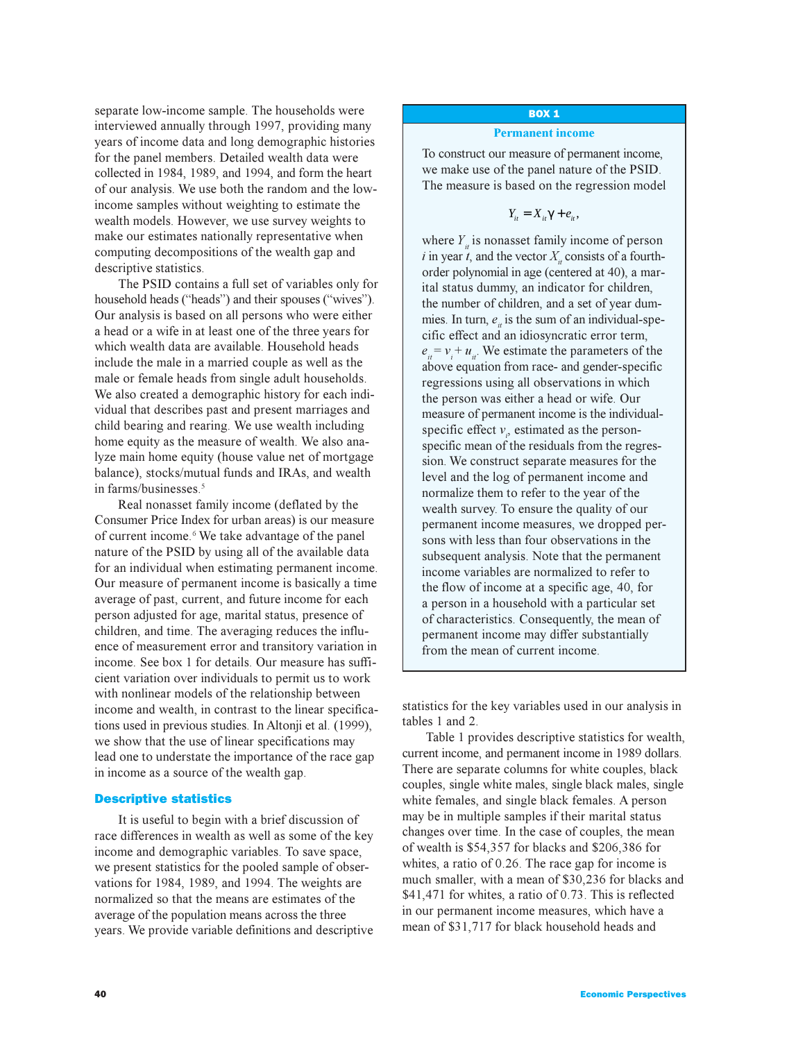separate low-income sample. The households were interviewed annually through 1997, providing many years of income data and long demographic histories for the panel members. Detailed wealth data were collected in 1984, 1989, and 1994, and form the heart of our analysis. We use both the random and the low-income samples without weighting to estimate the wealth models. However, we use survey weights to make our estimates nationally representative when computing decompositions of the wealth gap and descriptive statistics.

The PSID contains a full set of variables only for household heads ("heads") and their spouses ("wives"). Our analysis is based on all persons who were either a head or a wife in at least one of the three years for which wealth data are available. Household heads include the male in a married couple as well as the male or female heads from single adult households. We also created a demographic history for each individual that describes past and present marriages and child bearing and rearing. We use wealth including home equity as the measure of wealth. We also analyze main home equity (house value net of mortgage balance), stocks/mutual funds and IRAs, and wealth in farms/businesses.[5]

Real nonasset family income (deflated by the Consumer Price Index for urban areas) is our measure of current income.[6] We take advantage of the panel nature of the PSID by using all of the available data for an individual when estimating permanent income. Our measure of permanent income is basically a time average of past, current, and future income for each person adjusted for age, marital status, presence of children, and time. The averaging reduces the influence of measurement error and transitory variation in income. See box 1 for details. Our measure has sufficient variation over individuals to permit us to work with nonlinear models of the relationship between income and wealth, in contrast to the linear specifications used in previous studies. In Altonji et al. (1999), we show that the use of linear specifications may lead one to understate the importance of the race gap in income as a source of the wealth gap.

> **BOX 1**
>
> **Permanent income**
>
> To construct our measure of permanent income, we make use of the panel nature of the PSID. The measure is based on the regression model
>
> $$Y_{it} = X_{it}\gamma + e_{it},$$
>
> where $Y_{it}$ is nonasset family income of person $i$ in year $t$, and the vector $X_{it}$ consists of a fourth-order polynomial in age (centered at 40), a marital status dummy, an indicator for children, the number of children, and a set of year dummies. In turn, $e_{it}$ is the sum of an individual-specific effect and an idiosyncratic error term, $e_{it} = v_i + u_{it}$. We estimate the parameters of the above equation from race- and gender-specific regressions using all observations in which the person was either a head or wife. Our measure of permanent income is the individual-specific effect $v_i$, estimated as the person-specific mean of the residuals from the regression. We construct separate measures for the level and the log of permanent income and normalize them to refer to the year of the wealth survey. To ensure the quality of our permanent income measures, we dropped persons with less than four observations in the subsequent analysis. Note that the permanent income variables are normalized to refer to the flow of income at a specific age, 40, for a person in a household with a particular set of characteristics. Consequently, the mean of permanent income may differ substantially from the mean of current income.

## Descriptive statistics

It is useful to begin with a brief discussion of race differences in wealth as well as some of the key income and demographic variables. To save space, we present statistics for the pooled sample of observations for 1984, 1989, and 1994. The weights are normalized so that the means are estimates of the average of the population means across the three years. We provide variable definitions and descriptive statistics for the key variables used in our analysis in tables 1 and 2.

Table 1 provides descriptive statistics for wealth, current income, and permanent income in 1989 dollars. There are separate columns for white couples, black couples, single white males, single black males, single white females, and single black females. A person may be in multiple samples if their marital status changes over time. In the case of couples, the mean of wealth is $54,357 for blacks and $206,386 for whites, a ratio of 0.26. The race gap for income is much smaller, with a mean of $30,236 for blacks and $41,471 for whites, a ratio of 0.73. This is reflected in our permanent income measures, which have a mean of $31,717 for black household heads and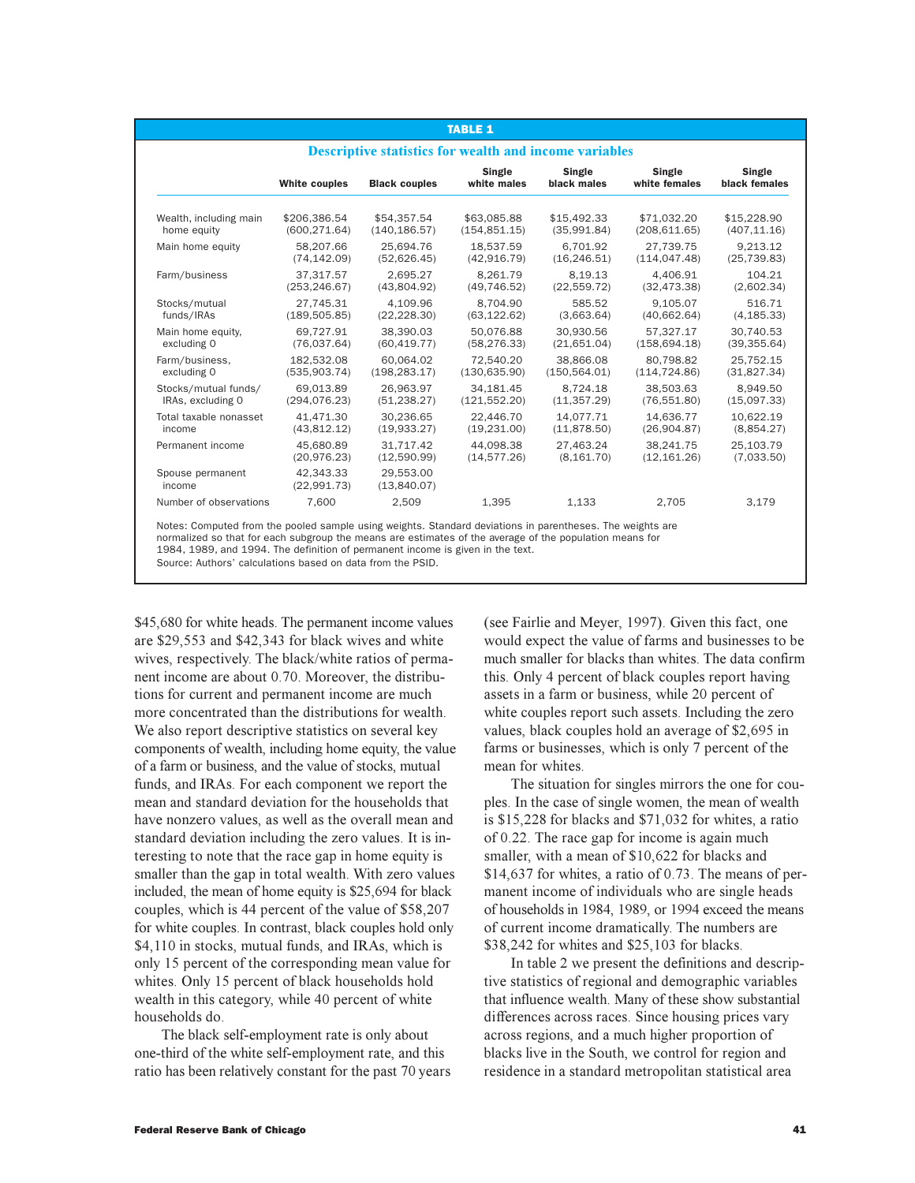**TABLE 1**

**Descriptive statistics for wealth and income variables**

| | White couples | Black couples | Single white males | Single black males | Single white females | Single black females |
|---|---|---|---|---|---|---|
| Wealth, including main home equity | $206,386.54 (600,271.64) | $54,357.54 (140,186.57) | $63,085.88 (154,851.15) | $15,492.33 (35,991.84) | $71,032.20 (208,611.65) | $15,228.90 (407,11.16) |
| Main home equity | 58,207.66 (74,142.09) | 25,694.76 (52,626.45) | 18,537.59 (42,916.79) | 6,701.92 (16,246.51) | 27,739.75 (114,047.48) | 9,213.12 (25,739.83) |
| Farm/business | 37,317.57 (253,246.67) | 2,695.27 (43,804.92) | 8,261.79 (49,746.52) | 8,19.13 (22,559.72) | 4,406.91 (32,473.38) | 104.21 (2,602.34) |
| Stocks/mutual funds/IRAs | 27,745.31 (189,505.85) | 4,109.96 (22,228.30) | 8,704.90 (63,122.62) | 585.52 (3,663.64) | 9,105.07 (40,662.64) | 516.71 (4,185.33) |
| Main home equity, excluding 0 | 69,727.91 (76,037.64) | 38,390.03 (60,419.77) | 50,076.88 (58,276.33) | 30,930.56 (21,651.04) | 57,327.17 (158,694.18) | 30,740.53 (39,355.64) |
| Farm/business, excluding 0 | 182,532.08 (535,903.74) | 60,064.02 (198,283.17) | 72,540.20 (130,635.90) | 38,866.08 (150,564.01) | 80,798.82 (114,724.86) | 25,752.15 (31,827.34) |
| Stocks/mutual funds/ IRAs, excluding 0 | 69,013.89 (294,076.23) | 26,963.97 (51,238.27) | 34,181.45 (121,552.20) | 8,724.18 (11,357.29) | 38,503.63 (76,551.80) | 8,949.50 (15,097.33) |
| Total taxable nonasset income | 41,471.30 (43,812.12) | 30,236.65 (19,933.27) | 22,446.70 (19,231.00) | 14,077.71 (11,878.50) | 14,636.77 (26,904.87) | 10,622.19 (8,854.27) |
| Permanent income | 45,680.89 (20,976.23) | 31,717.42 (12,590.99) | 44,098.38 (14,577.26) | 27,463.24 (8,161.70) | 38,241.75 (12,161.26) | 25,103.79 (7,033.50) |
| Spouse permanent income | 42,343.33 (22,991.73) | 29,553.00 (13,840.07) | | | | |
| Number of observations | 7,600 | 2,509 | 1,395 | 1,133 | 2,705 | 3,179 |

Notes: Computed from the pooled sample using weights. Standard deviations in parentheses. The weights are normalized so that for each subgroup the means are estimates of the average of the population means for 1984, 1989, and 1994. The definition of permanent income is given in the text.
Source: Authors' calculations based on data from the PSID.

$45,680 for white heads. The permanent income values are $29,553 and $42,343 for black wives and white wives, respectively. The black/white ratios of permanent income are about 0.70. Moreover, the distributions for current and permanent income are much more concentrated than the distributions for wealth. We also report descriptive statistics on several key components of wealth, including home equity, the value of a farm or business, and the value of stocks, mutual funds, and IRAs. For each component we report the mean and standard deviation for the households that have nonzero values, as well as the overall mean and standard deviation including the zero values. It is interesting to note that the race gap in home equity is smaller than the gap in total wealth. With zero values included, the mean of home equity is $25,694 for black couples, which is 44 percent of the value of $58,207 for white couples. In contrast, black couples hold only $4,110 in stocks, mutual funds, and IRAs, which is only 15 percent of the corresponding mean value for whites. Only 15 percent of black households hold wealth in this category, while 40 percent of white households do.

The black self-employment rate is only about one-third of the white self-employment rate, and this ratio has been relatively constant for the past 70 years (see Fairlie and Meyer, 1997). Given this fact, one would expect the value of farms and businesses to be much smaller for blacks than whites. The data confirm this. Only 4 percent of black couples report having assets in a farm or business, while 20 percent of white couples report such assets. Including the zero values, black couples hold an average of $2,695 in farms or businesses, which is only 7 percent of the mean for whites.

The situation for singles mirrors the one for couples. In the case of single women, the mean of wealth is $15,228 for blacks and $71,032 for whites, a ratio of 0.22. The race gap for income is again much smaller, with a mean of $10,622 for blacks and $14,637 for whites, a ratio of 0.73. The means of permanent income of individuals who are single heads of households in 1984, 1989, or 1994 exceed the means of current income dramatically. The numbers are $38,242 for whites and $25,103 for blacks.

In table 2 we present the definitions and descriptive statistics of regional and demographic variables that influence wealth. Many of these show substantial differences across races. Since housing prices vary across regions, and a much higher proportion of blacks live in the South, we control for region and residence in a standard metropolitan statistical area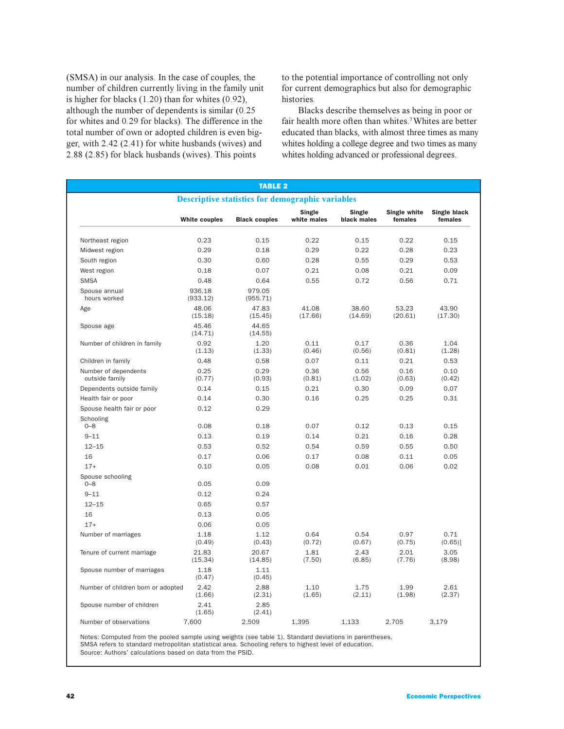(SMSA) in our analysis. In the case of couples, the number of children currently living in the family unit is higher for blacks (1.20) than for whites (0.92), although the number of dependents is similar (0.25 for whites and 0.29 for blacks). The difference in the total number of own or adopted children is even bigger, with 2.42 (2.41) for white husbands (wives) and 2.88 (2.85) for black husbands (wives). This points to the potential importance of controlling not only for current demographics but also for demographic histories.

Blacks describe themselves as being in poor or fair health more often than whites.[7] Whites are better educated than blacks, with almost three times as many whites holding a college degree and two times as many whites holding advanced or professional degrees.

**TABLE 2**

**Descriptive statistics for demographic variables**

| | White couples | Black couples | Single white males | Single black males | Single white females | Single black females |
|---|---|---|---|---|---|---|
| Northeast region | 0.23 | 0.15 | 0.22 | 0.15 | 0.22 | 0.15 |
| Midwest region | 0.29 | 0.18 | 0.29 | 0.22 | 0.28 | 0.23 |
| South region | 0.30 | 0.60 | 0.28 | 0.55 | 0.29 | 0.53 |
| West region | 0.18 | 0.07 | 0.21 | 0.08 | 0.21 | 0.09 |
| SMSA | 0.48 | 0.64 | 0.55 | 0.72 | 0.56 | 0.71 |
| Spouse annual hours worked | 936.18 (933.12) | 979.05 (955.71) | | | | |
| Age | 48.06 (15.18) | 47.83 (15.45) | 41.08 (17.66) | 38.60 (14.69) | 53.23 (20.61) | 43.90 (17.30) |
| Spouse age | 45.46 (14.71) | 44.65 (14.55) | | | | |
| Number of children in family | 0.92 (1.13) | 1.20 (1.33) | 0.11 (0.46) | 0.17 (0.56) | 0.36 (0.81) | 1.04 (1.28) |
| Children in family | 0.48 | 0.58 | 0.07 | 0.11 | 0.21 | 0.53 |
| Number of dependents outside family | 0.25 (0.77) | 0.29 (0.93) | 0.36 (0.81) | 0.56 (1.02) | 0.16 (0.63) | 0.10 (0.42) |
| Dependents outside family | 0.14 | 0.15 | 0.21 | 0.30 | 0.09 | 0.07 |
| Health fair or poor | 0.14 | 0.30 | 0.16 | 0.25 | 0.25 | 0.31 |
| Spouse health fair or poor | 0.12 | 0.29 | | | | |
| Schooling | | | | | | |
| 0–8 | 0.08 | 0.18 | 0.07 | 0.12 | 0.13 | 0.15 |
| 9–11 | 0.13 | 0.19 | 0.14 | 0.21 | 0.16 | 0.28 |
| 12–15 | 0.53 | 0.52 | 0.54 | 0.59 | 0.55 | 0.50 |
| 16 | 0.17 | 0.06 | 0.17 | 0.08 | 0.11 | 0.05 |
| 17+ | 0.10 | 0.05 | 0.08 | 0.01 | 0.06 | 0.02 |
| Spouse schooling | | | | | | |
| 0–8 | 0.05 | 0.09 | | | | |
| 9–11 | 0.12 | 0.24 | | | | |
| 12–15 | 0.65 | 0.57 | | | | |
| 16 | 0.13 | 0.05 | | | | |
| 17+ | 0.06 | 0.05 | | | | |
| Number of marriages | 1.18 (0.49) | 1.12 (0.43) | 0.64 (0.72) | 0.54 (0.67) | 0.97 (0.75) | 0.71 (0.65)] |
| Tenure of current marriage | 21.83 (15.34) | 20.67 (14.85) | 1.81 (7.50) | 2.43 (6.85) | 2.01 (7.76) | 3.05 (8.98) |
| Spouse number of marriages | 1.18 (0.47) | 1.11 (0.45) | | | | |
| Number of children born or adopted | 2.42 (1.66) | 2.88 (2.31) | 1.10 (1.65) | 1.75 (2.11) | 1.99 (1.98) | 2.61 (2.37) |
| Spouse number of children | 2.41 (1.65) | 2.85 (2.41) | | | | |
| Number of observations | 7,600 | 2,509 | 1,395 | 1,133 | 2,705 | 3,179 |

Notes: Computed from the pooled sample using weights (see table 1). Standard deviations in parentheses. SMSA refers to standard metropolitan statistical area. Schooling refers to highest level of education.
Source: Authors' calculations based on data from the PSID.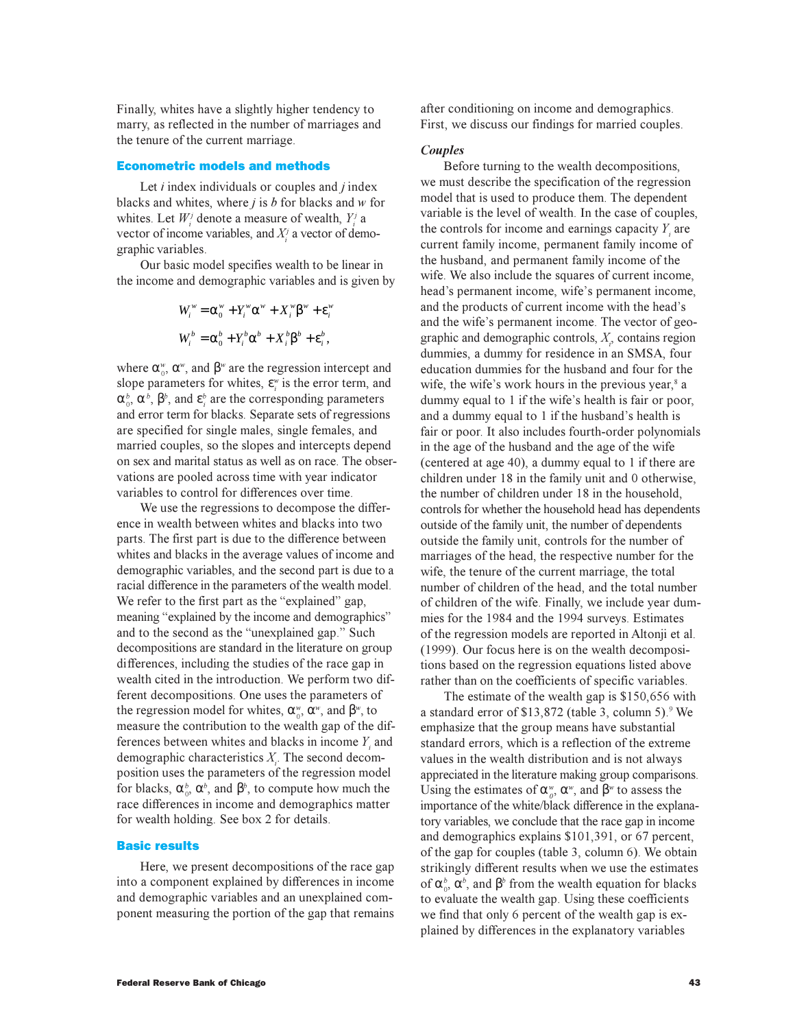Finally, whites have a slightly higher tendency to marry, as reflected in the number of marriages and the tenure of the current marriage.

## Econometric models and methods

Let $i$ index individuals or couples and $j$ index blacks and whites, where $j$ is $b$ for blacks and $w$ for whites. Let $W_i^j$ denote a measure of wealth, $Y_i^j$ a vector of income variables, and $X_i^j$ a vector of demographic variables.

Our basic model specifies wealth to be linear in the income and demographic variables and is given by

$$W_i^w = \alpha_0^w + Y_i^w \alpha^w + X_i^w \beta^w + \varepsilon_i^w$$

$$W_i^b = \alpha_0^b + Y_i^b \alpha^b + X_i^b \beta^b + \varepsilon_i^b,$$

where $\alpha_0^w$, $\alpha^w$, and $\beta^w$ are the regression intercept and slope parameters for whites, $\varepsilon_i^w$ is the error term, and $\alpha_0^b$, $\alpha^b$, $\beta^b$, and $\varepsilon_i^b$ are the corresponding parameters and error term for blacks. Separate sets of regressions are specified for single males, single females, and married couples, so the slopes and intercepts depend on sex and marital status as well as on race. The observations are pooled across time with year indicator variables to control for differences over time.

We use the regressions to decompose the difference in wealth between whites and blacks into two parts. The first part is due to the difference between whites and blacks in the average values of income and demographic variables, and the second part is due to a racial difference in the parameters of the wealth model. We refer to the first part as the "explained" gap, meaning "explained by the income and demographics" and to the second as the "unexplained gap." Such decompositions are standard in the literature on group differences, including the studies of the race gap in wealth cited in the introduction. We perform two different decompositions. One uses the parameters of the regression model for whites, $\alpha_0^w$, $\alpha^w$, and $\beta^w$, to measure the contribution to the wealth gap of the differences between whites and blacks in income $Y_i$ and demographic characteristics $X_i$. The second decomposition uses the parameters of the regression model for blacks, $\alpha_0^b$, $\alpha^b$, and $\beta^b$, to compute how much the race differences in income and demographics matter for wealth holding. See box 2 for details.

## Basic results

Here, we present decompositions of the race gap into a component explained by differences in income and demographic variables and an unexplained component measuring the portion of the gap that remains after conditioning on income and demographics. First, we discuss our findings for married couples.

### *Couples*

Before turning to the wealth decompositions, we must describe the specification of the regression model that is used to produce them. The dependent variable is the level of wealth. In the case of couples, the controls for income and earnings capacity $Y_i$ are current family income, permanent family income of the husband, and permanent family income of the wife. We also include the squares of current income, head's permanent income, wife's permanent income, and the products of current income with the head's and the wife's permanent income. The vector of geographic and demographic controls, $X_i$, contains region dummies, a dummy for residence in an SMSA, four education dummies for the husband and four for the wife, the wife's work hours in the previous year,[8] a dummy equal to 1 if the wife's health is fair or poor, and a dummy equal to 1 if the husband's health is fair or poor. It also includes fourth-order polynomials in the age of the husband and the age of the wife (centered at age 40), a dummy equal to 1 if there are children under 18 in the family unit and 0 otherwise, the number of children under 18 in the household, controls for whether the household head has dependents outside of the family unit, the number of dependents outside the family unit, controls for the number of marriages of the head, the respective number for the wife, the tenure of the current marriage, the total number of children of the head, and the total number of children of the wife. Finally, we include year dummies for the 1984 and the 1994 surveys. Estimates of the regression models are reported in Altonji et al. (1999). Our focus here is on the wealth decompositions based on the regression equations listed above rather than on the coefficients of specific variables.

The estimate of the wealth gap is \$150,656 with a standard error of \$13,872 (table 3, column 5).[9] We emphasize that the group means have substantial standard errors, which is a reflection of the extreme values in the wealth distribution and is not always appreciated in the literature making group comparisons. Using the estimates of $\alpha_0^w$, $\alpha^w$, and $\beta^w$ to assess the importance of the white/black difference in the explanatory variables, we conclude that the race gap in income and demographics explains \$101,391, or 67 percent, of the gap for couples (table 3, column 6). We obtain strikingly different results when we use the estimates of $\alpha_0^b$, $\alpha^b$, and $\beta^b$ from the wealth equation for blacks to evaluate the wealth gap. Using these coefficients we find that only 6 percent of the wealth gap is explained by differences in the explanatory variables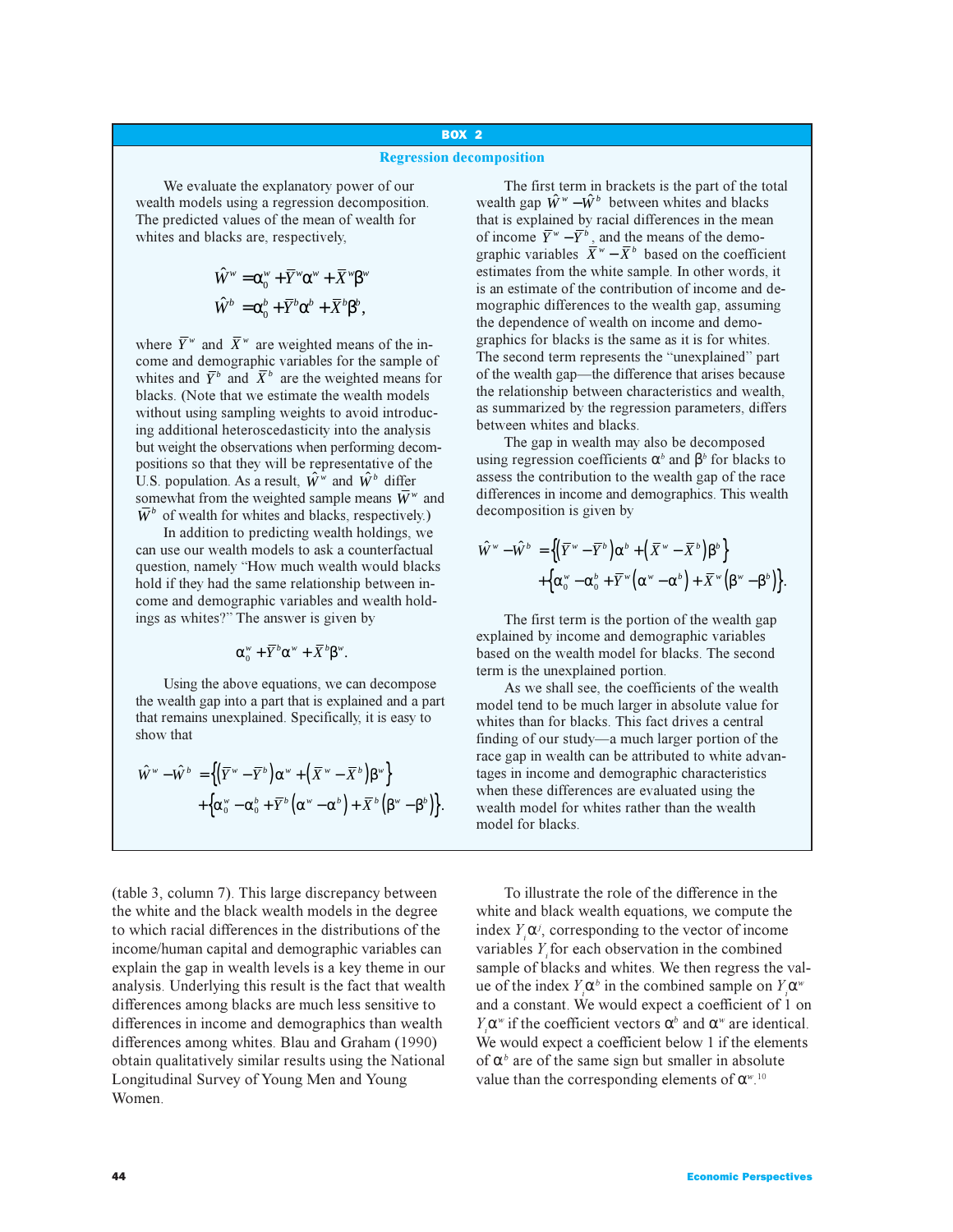## BOX 2

### Regression decomposition

We evaluate the explanatory power of our wealth models using a regression decomposition. The predicted values of the mean of wealth for whites and blacks are, respectively,

$$\hat{W}^w = \alpha_0^w + \bar{Y}^w \alpha^w + \bar{X}^w \beta^w$$
$$\hat{W}^b = \alpha_0^b + \bar{Y}^b \alpha^b + \bar{X}^b \beta^b,$$

where $\bar{Y}^w$ and $\bar{X}^w$ are weighted means of the income and demographic variables for the sample of whites and $\bar{Y}^b$ and $\bar{X}^b$ are the weighted means for blacks. (Note that we estimate the wealth models without using sampling weights to avoid introducing additional heteroscedasticity into the analysis but weight the observations when performing decompositions so that they will be representative of the U.S. population. As a result, $\hat{W}^w$ and $\hat{W}^b$ differ somewhat from the weighted sample means $\bar{W}^w$ and $\bar{W}^b$ of wealth for whites and blacks, respectively.)

In addition to predicting wealth holdings, we can use our wealth models to ask a counterfactual question, namely "How much wealth would blacks hold if they had the same relationship between income and demographic variables and wealth holdings as whites?" The answer is given by

$$\alpha_0^w + \bar{Y}^b \alpha^w + \bar{X}^b \beta^w.$$

Using the above equations, we can decompose the wealth gap into a part that is explained and a part that remains unexplained. Specifically, it is easy to show that

$$\hat{W}^w - \hat{W}^b = \left\{ \left(\bar{Y}^w - \bar{Y}^b\right)\alpha^w + \left(\bar{X}^w - \bar{X}^b\right)\beta^w \right\} + \left\{ \alpha_0^w - \alpha_0^b + \bar{Y}^b\left(\alpha^w - \alpha^b\right) + \bar{X}^b\left(\beta^w - \beta^b\right) \right\}.$$

The first term in brackets is the part of the total wealth gap $\hat{W}^w - \hat{W}^b$ between whites and blacks that is explained by racial differences in the mean of income $\bar{Y}^w - \bar{Y}^b$, and the means of the demographic variables $\bar{X}^w - \bar{X}^b$ based on the coefficient estimates from the white sample. In other words, it is an estimate of the contribution of income and demographic differences to the wealth gap, assuming the dependence of wealth on income and demographics for blacks is the same as it is for whites. The second term represents the "unexplained" part of the wealth gap—the difference that arises because the relationship between characteristics and wealth, as summarized by the regression parameters, differs between whites and blacks.

The gap in wealth may also be decomposed using regression coefficients $\alpha^b$ and $\beta^b$ for blacks to assess the contribution to the wealth gap of the race differences in income and demographics. This wealth decomposition is given by

$$\hat{W}^w - \hat{W}^b = \left\{ \left(\bar{Y}^w - \bar{Y}^b\right)\alpha^b + \left(\bar{X}^w - \bar{X}^b\right)\beta^b \right\} + \left\{ \alpha_0^w - \alpha_0^b + \bar{Y}^w\left(\alpha^w - \alpha^b\right) + \bar{X}^w\left(\beta^w - \beta^b\right) \right\}.$$

The first term is the portion of the wealth gap explained by income and demographic variables based on the wealth model for blacks. The second term is the unexplained portion.

As we shall see, the coefficients of the wealth model tend to be much larger in absolute value for whites than for blacks. This fact drives a central finding of our study—a much larger portion of the race gap in wealth can be attributed to white advantages in income and demographic characteristics when these differences are evaluated using the wealth model for whites rather than the wealth model for blacks.

---

(table 3, column 7). This large discrepancy between the white and the black wealth models in the degree to which racial differences in the distributions of the income/human capital and demographic variables can explain the gap in wealth levels is a key theme in our analysis. Underlying this result is the fact that wealth differences among blacks are much less sensitive to differences in income and demographics than wealth differences among whites. Blau and Graham (1990) obtain qualitatively similar results using the National Longitudinal Survey of Young Men and Young Women.

To illustrate the role of the difference in the white and black wealth equations, we compute the index $Y_i\alpha^j$, corresponding to the vector of income variables $Y_i$ for each observation in the combined sample of blacks and whites. We then regress the value of the index $Y_i\alpha^b$ in the combined sample on $Y_i\alpha^w$ and a constant. We would expect a coefficient of 1 on $Y_i\alpha^w$ if the coefficient vectors $\alpha^b$ and $\alpha^w$ are identical. We would expect a coefficient below 1 if the elements of $\alpha^b$ are of the same sign but smaller in absolute value than the corresponding elements of $\alpha^w$.[10]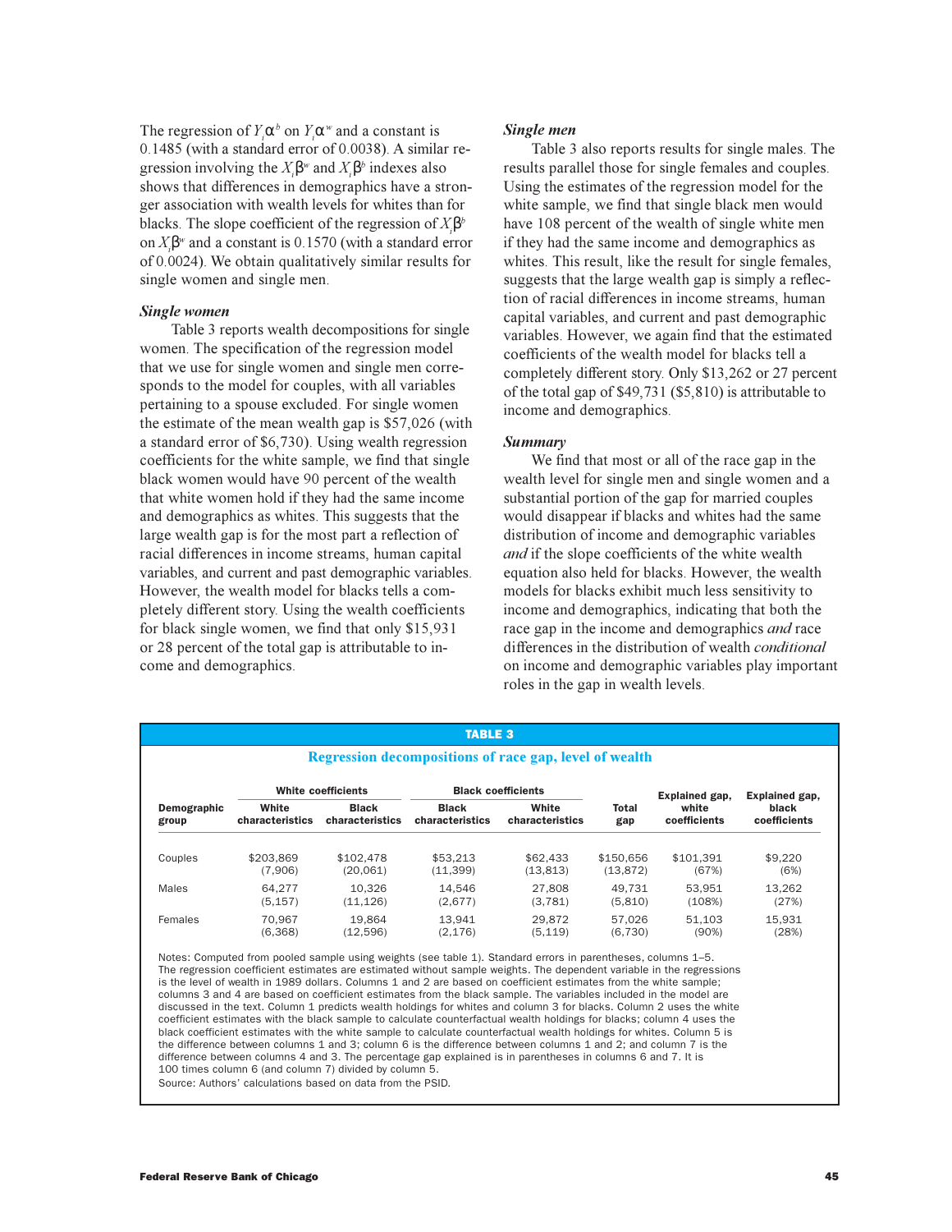The regression of $Y_i\alpha^b$ on $Y_i\alpha^w$ and a constant is 0.1485 (with a standard error of 0.0038). A similar regression involving the $X_i\beta^w$ and $X_i\beta^b$ indexes also shows that differences in demographics have a stronger association with wealth levels for whites than for blacks. The slope coefficient of the regression of $X_i\beta^b$ on $X_i\beta^w$ and a constant is 0.1570 (with a standard error of 0.0024). We obtain qualitatively similar results for single women and single men.

### *Single women*

Table 3 reports wealth decompositions for single women. The specification of the regression model that we use for single women and single men corresponds to the model for couples, with all variables pertaining to a spouse excluded. For single women the estimate of the mean wealth gap is $57,026 (with a standard error of $6,730). Using wealth regression coefficients for the white sample, we find that single black women would have 90 percent of the wealth that white women hold if they had the same income and demographics as whites. This suggests that the large wealth gap is for the most part a reflection of racial differences in income streams, human capital variables, and current and past demographic variables. However, the wealth model for blacks tells a completely different story. Using the wealth coefficients for black single women, we find that only $15,931 or 28 percent of the total gap is attributable to income and demographics.

### *Single men*

Table 3 also reports results for single males. The results parallel those for single females and couples. Using the estimates of the regression model for the white sample, we find that single black men would have 108 percent of the wealth of single white men if they had the same income and demographics as whites. This result, like the result for single females, suggests that the large wealth gap is simply a reflection of racial differences in income streams, human capital variables, and current and past demographic variables. However, we again find that the estimated coefficients of the wealth model for blacks tell a completely different story. Only $13,262 or 27 percent of the total gap of $49,731 ($5,810) is attributable to income and demographics.

### *Summary*

We find that most or all of the race gap in the wealth level for single men and single women and a substantial portion of the gap for married couples would disappear if blacks and whites had the same distribution of income and demographic variables *and* if the slope coefficients of the white wealth equation also held for blacks. However, the wealth models for blacks exhibit much less sensitivity to income and demographics, indicating that both the race gap in the income and demographics *and* race differences in the distribution of wealth *conditional* on income and demographic variables play important roles in the gap in wealth levels.

**TABLE 3**

**Regression decompositions of race gap, level of wealth**

| Demographic group | White coefficients | | Black coefficients | | Total gap | Explained gap, white coefficients | Explained gap, black coefficients |
|---|---|---|---|---|---|---|---|
| | White characteristics | Black characteristics | Black characteristics | White characteristics | | | |
| Couples | $203,869 | $102,478 | $53,213 | $62,433 | $150,656 | $101,391 | $9,220 |
| | (7,906) | (20,061) | (11,399) | (13,813) | (13,872) | (67%) | (6%) |
| Males | 64,277 | 10,326 | 14,546 | 27,808 | 49,731 | 53,951 | 13,262 |
| | (5,157) | (11,126) | (2,677) | (3,781) | (5,810) | (108%) | (27%) |
| Females | 70,967 | 19,864 | 13,941 | 29,872 | 57,026 | 51,103 | 15,931 |
| | (6,368) | (12,596) | (2,176) | (5,119) | (6,730) | (90%) | (28%) |

Notes: Computed from pooled sample using weights (see table 1). Standard errors in parentheses, columns 1–5. The regression coefficient estimates are estimated without sample weights. The dependent variable in the regressions is the level of wealth in 1989 dollars. Columns 1 and 2 are based on coefficient estimates from the white sample; columns 3 and 4 are based on coefficient estimates from the black sample. The variables included in the model are discussed in the text. Column 1 predicts wealth holdings for whites and column 3 for blacks. Column 2 uses the white coefficient estimates with the black sample to calculate counterfactual wealth holdings for blacks; column 4 uses the black coefficient estimates with the white sample to calculate counterfactual wealth holdings for whites. Column 5 is the difference between columns 1 and 3; column 6 is the difference between columns 1 and 2; and column 7 is the difference between columns 4 and 3. The percentage gap explained is in parentheses in columns 6 and 7. It is 100 times column 6 (and column 7) divided by column 5.
Source: Authors' calculations based on data from the PSID.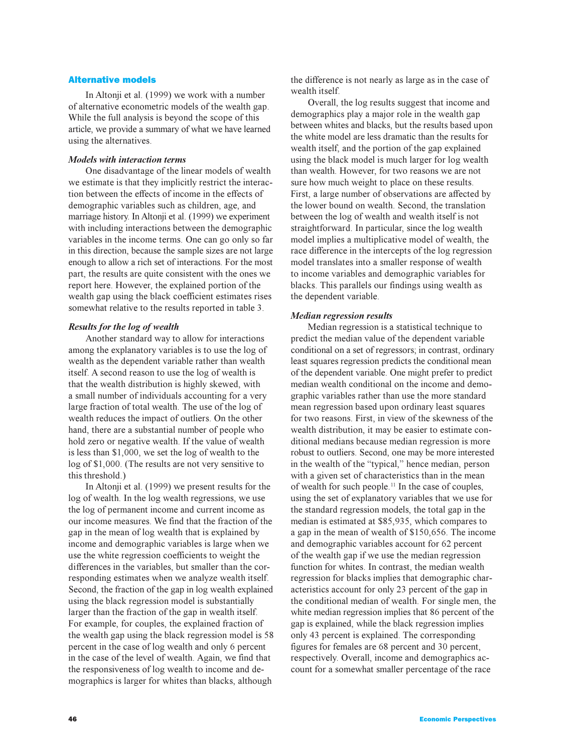## Alternative models

In Altonji et al. (1999) we work with a number of alternative econometric models of the wealth gap. While the full analysis is beyond the scope of this article, we provide a summary of what we have learned using the alternatives.

### *Models with interaction terms*

One disadvantage of the linear models of wealth we estimate is that they implicitly restrict the interaction between the effects of income in the effects of demographic variables such as children, age, and marriage history. In Altonji et al. (1999) we experiment with including interactions between the demographic variables in the income terms. One can go only so far in this direction, because the sample sizes are not large enough to allow a rich set of interactions. For the most part, the results are quite consistent with the ones we report here. However, the explained portion of the wealth gap using the black coefficient estimates rises somewhat relative to the results reported in table 3.

### *Results for the log of wealth*

Another standard way to allow for interactions among the explanatory variables is to use the log of wealth as the dependent variable rather than wealth itself. A second reason to use the log of wealth is that the wealth distribution is highly skewed, with a small number of individuals accounting for a very large fraction of total wealth. The use of the log of wealth reduces the impact of outliers. On the other hand, there are a substantial number of people who hold zero or negative wealth. If the value of wealth is less than $1,000, we set the log of wealth to the log of $1,000. (The results are not very sensitive to this threshold.)

In Altonji et al. (1999) we present results for the log of wealth. In the log wealth regressions, we use the log of permanent income and current income as our income measures. We find that the fraction of the gap in the mean of log wealth that is explained by income and demographic variables is large when we use the white regression coefficients to weight the differences in the variables, but smaller than the corresponding estimates when we analyze wealth itself. Second, the fraction of the gap in log wealth explained using the black regression model is substantially larger than the fraction of the gap in wealth itself. For example, for couples, the explained fraction of the wealth gap using the black regression model is 58 percent in the case of log wealth and only 6 percent in the case of the level of wealth. Again, we find that the responsiveness of log wealth to income and demographics is larger for whites than blacks, although the difference is not nearly as large as in the case of wealth itself.

Overall, the log results suggest that income and demographics play a major role in the wealth gap between whites and blacks, but the results based upon the white model are less dramatic than the results for wealth itself, and the portion of the gap explained using the black model is much larger for log wealth than wealth. However, for two reasons we are not sure how much weight to place on these results. First, a large number of observations are affected by the lower bound on wealth. Second, the translation between the log of wealth and wealth itself is not straightforward. In particular, since the log wealth model implies a multiplicative model of wealth, the race difference in the intercepts of the log regression model translates into a smaller response of wealth to income variables and demographic variables for blacks. This parallels our findings using wealth as the dependent variable.

### *Median regression results*

Median regression is a statistical technique to predict the median value of the dependent variable conditional on a set of regressors; in contrast, ordinary least squares regression predicts the conditional mean of the dependent variable. One might prefer to predict median wealth conditional on the income and demographic variables rather than use the more standard mean regression based upon ordinary least squares for two reasons. First, in view of the skewness of the wealth distribution, it may be easier to estimate conditional medians because median regression is more robust to outliers. Second, one may be more interested in the wealth of the "typical," hence median, person with a given set of characteristics than in the mean of wealth for such people.[11] In the case of couples, using the set of explanatory variables that we use for the standard regression models, the total gap in the median is estimated at $85,935, which compares to a gap in the mean of wealth of $150,656. The income and demographic variables account for 62 percent of the wealth gap if we use the median regression function for whites. In contrast, the median wealth regression for blacks implies that demographic characteristics account for only 23 percent of the gap in the conditional median of wealth. For single men, the white median regression implies that 86 percent of the gap is explained, while the black regression implies only 43 percent is explained. The corresponding figures for females are 68 percent and 30 percent, respectively. Overall, income and demographics account for a somewhat smaller percentage of the race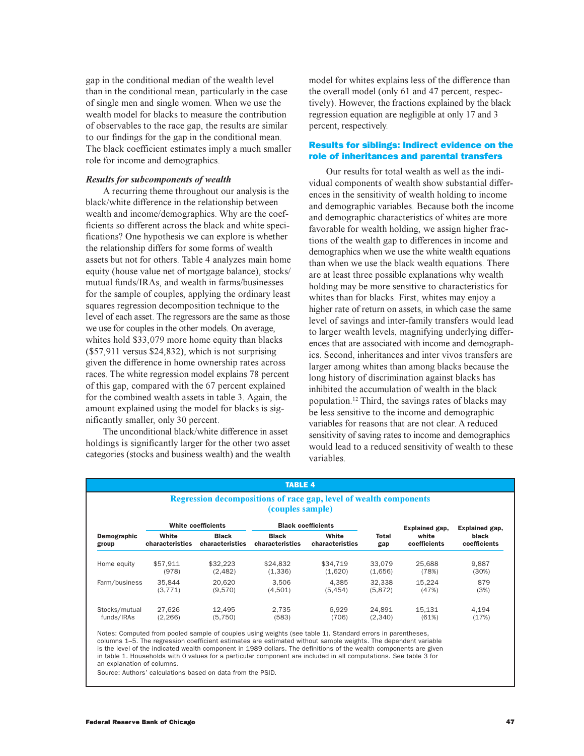gap in the conditional median of the wealth level than in the conditional mean, particularly in the case of single men and single women. When we use the wealth model for blacks to measure the contribution of observables to the race gap, the results are similar to our findings for the gap in the conditional mean. The black coefficient estimates imply a much smaller role for income and demographics.

### *Results for subcomponents of wealth*

A recurring theme throughout our analysis is the black/white difference in the relationship between wealth and income/demographics. Why are the coefficients so different across the black and white specifications? One hypothesis we can explore is whether the relationship differs for some forms of wealth assets but not for others. Table 4 analyzes main home equity (house value net of mortgage balance), stocks/mutual funds/IRAs, and wealth in farms/businesses for the sample of couples, applying the ordinary least squares regression decomposition technique to the level of each asset. The regressors are the same as those we use for couples in the other models. On average, whites hold $33,079 more home equity than blacks ($57,911 versus $24,832), which is not surprising given the difference in home ownership rates across races. The white regression model explains 78 percent of this gap, compared with the 67 percent explained for the combined wealth assets in table 3. Again, the amount explained using the model for blacks is significantly smaller, only 30 percent.

The unconditional black/white difference in asset holdings is significantly larger for the other two asset categories (stocks and business wealth) and the wealth model for whites explains less of the difference than the overall model (only 61 and 47 percent, respectively). However, the fractions explained by the black regression equation are negligible at only 17 and 3 percent, respectively.

### Results for siblings: Indirect evidence on the role of inheritances and parental transfers

Our results for total wealth as well as the individual components of wealth show substantial differences in the sensitivity of wealth holding to income and demographic variables. Because both the income and demographic characteristics of whites are more favorable for wealth holding, we assign higher fractions of the wealth gap to differences in income and demographics when we use the white wealth equations than when we use the black wealth equations. There are at least three possible explanations why wealth holding may be more sensitive to characteristics for whites than for blacks. First, whites may enjoy a higher rate of return on assets, in which case the same level of savings and inter-family transfers would lead to larger wealth levels, magnifying underlying differences that are associated with income and demographics. Second, inheritances and inter vivos transfers are larger among whites than among blacks because the long history of discrimination against blacks has inhibited the accumulation of wealth in the black population.[12] Third, the savings rates of blacks may be less sensitive to the income and demographic variables for reasons that are not clear. A reduced sensitivity of saving rates to income and demographics would lead to a reduced sensitivity of wealth to these variables.

**TABLE 4**

**Regression decompositions of race gap, level of wealth components (couples sample)**

| Demographic group | White coefficients | | Black coefficients | | Total gap | Explained gap, white coefficients | Explained gap, black coefficients |
|---|---|---|---|---|---|---|---|
| | White characteristics | Black characteristics | Black characteristics | White characteristics | | | |
| Home equity | $57,911 (978) | $32,223 (2,482) | $24,832 (1,336) | $34,719 (1,620) | 33,079 (1,656) | 25,688 (78%) | 9,887 (30%) |
| Farm/business | 35,844 (3,771) | 20,620 (9,570) | 3,506 (4,501) | 4,385 (5,454) | 32,338 (5,872) | 15,224 (47%) | 879 (3%) |
| Stocks/mutual funds/IRAs | 27,626 (2,266) | 12,495 (5,750) | 2,735 (583) | 6,929 (706) | 24,891 (2,340) | 15,131 (61%) | 4,194 (17%) |

Notes: Computed from pooled sample of couples using weights (see table 1). Standard errors in parentheses, columns 1–5. The regression coefficient estimates are estimated without sample weights. The dependent variable is the level of the indicated wealth component in 1989 dollars. The definitions of the wealth components are given in table 1. Households with 0 values for a particular component are included in all computations. See table 3 for an explanation of columns.

Source: Authors' calculations based on data from the PSID.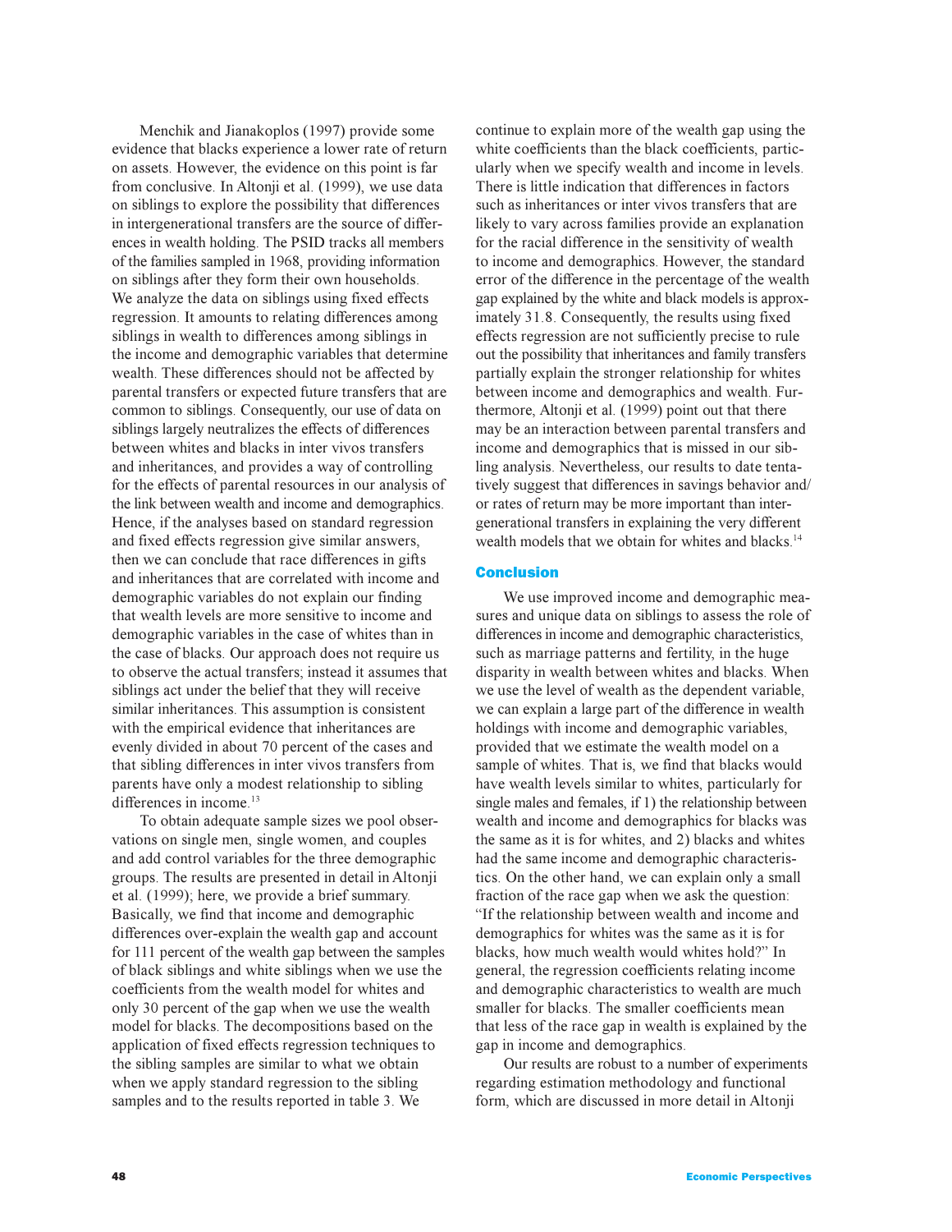Menchik and Jianakoplos (1997) provide some evidence that blacks experience a lower rate of return on assets. However, the evidence on this point is far from conclusive. In Altonji et al. (1999), we use data on siblings to explore the possibility that differences in intergenerational transfers are the source of differences in wealth holding. The PSID tracks all members of the families sampled in 1968, providing information on siblings after they form their own households. We analyze the data on siblings using fixed effects regression. It amounts to relating differences among siblings in wealth to differences among siblings in the income and demographic variables that determine wealth. These differences should not be affected by parental transfers or expected future transfers that are common to siblings. Consequently, our use of data on siblings largely neutralizes the effects of differences between whites and blacks in inter vivos transfers and inheritances, and provides a way of controlling for the effects of parental resources in our analysis of the link between wealth and income and demographics. Hence, if the analyses based on standard regression and fixed effects regression give similar answers, then we can conclude that race differences in gifts and inheritances that are correlated with income and demographic variables do not explain our finding that wealth levels are more sensitive to income and demographic variables in the case of whites than in the case of blacks. Our approach does not require us to observe the actual transfers; instead it assumes that siblings act under the belief that they will receive similar inheritances. This assumption is consistent with the empirical evidence that inheritances are evenly divided in about 70 percent of the cases and that sibling differences in inter vivos transfers from parents have only a modest relationship to sibling differences in income.[13]

To obtain adequate sample sizes we pool observations on single men, single women, and couples and add control variables for the three demographic groups. The results are presented in detail in Altonji et al. (1999); here, we provide a brief summary. Basically, we find that income and demographic differences over-explain the wealth gap and account for 111 percent of the wealth gap between the samples of black siblings and white siblings when we use the coefficients from the wealth model for whites and only 30 percent of the gap when we use the wealth model for blacks. The decompositions based on the application of fixed effects regression techniques to the sibling samples are similar to what we obtain when we apply standard regression to the sibling samples and to the results reported in table 3. We continue to explain more of the wealth gap using the white coefficients than the black coefficients, particularly when we specify wealth and income in levels. There is little indication that differences in factors such as inheritances or inter vivos transfers that are likely to vary across families provide an explanation for the racial difference in the sensitivity of wealth to income and demographics. However, the standard error of the difference in the percentage of the wealth gap explained by the white and black models is approximately 31.8. Consequently, the results using fixed effects regression are not sufficiently precise to rule out the possibility that inheritances and family transfers partially explain the stronger relationship for whites between income and demographics and wealth. Furthermore, Altonji et al. (1999) point out that there may be an interaction between parental transfers and income and demographics that is missed in our sibling analysis. Nevertheless, our results to date tentatively suggest that differences in savings behavior and/or rates of return may be more important than intergenerational transfers in explaining the very different wealth models that we obtain for whites and blacks.[14]

## Conclusion

We use improved income and demographic measures and unique data on siblings to assess the role of differences in income and demographic characteristics, such as marriage patterns and fertility, in the huge disparity in wealth between whites and blacks. When we use the level of wealth as the dependent variable, we can explain a large part of the difference in wealth holdings with income and demographic variables, provided that we estimate the wealth model on a sample of whites. That is, we find that blacks would have wealth levels similar to whites, particularly for single males and females, if 1) the relationship between wealth and income and demographics for blacks was the same as it is for whites, and 2) blacks and whites had the same income and demographic characteristics. On the other hand, we can explain only a small fraction of the race gap when we ask the question: "If the relationship between wealth and income and demographics for whites was the same as it is for blacks, how much wealth would whites hold?" In general, the regression coefficients relating income and demographic characteristics to wealth are much smaller for blacks. The smaller coefficients mean that less of the race gap in wealth is explained by the gap in income and demographics.

Our results are robust to a number of experiments regarding estimation methodology and functional form, which are discussed in more detail in Altonji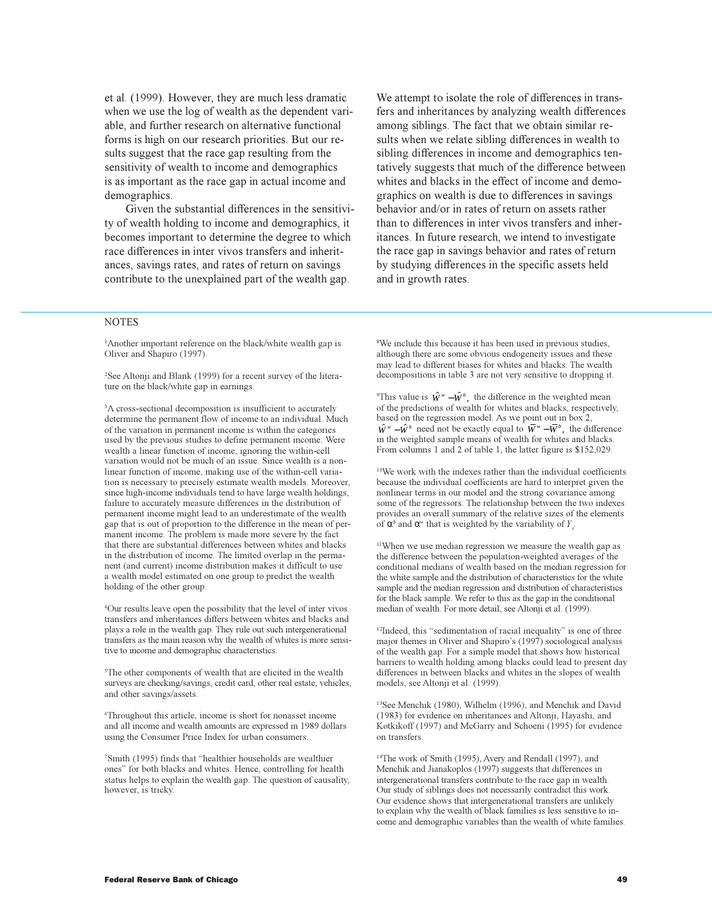et al. (1999). However, they are much less dramatic when we use the log of wealth as the dependent variable, and further research on alternative functional forms is high on our research priorities. But our results suggest that the race gap resulting from the sensitivity of wealth to income and demographics is as important as the race gap in actual income and demographics.

Given the substantial differences in the sensitivity of wealth holding to income and demographics, it becomes important to determine the degree to which race differences in inter vivos transfers and inheritances, savings rates, and rates of return on savings contribute to the unexplained part of the wealth gap. We attempt to isolate the role of differences in transfers and inheritances by analyzing wealth differences among siblings. The fact that we obtain similar results when we relate sibling differences in wealth to sibling differences in income and demographics tentatively suggests that much of the difference between whites and blacks in the effect of income and demographics on wealth is due to differences in savings behavior and/or in rates of return on assets rather than to differences in inter vivos transfers and inheritances. In future research, we intend to investigate the race gap in savings behavior and rates of return by studying differences in the specific assets held and in growth rates.

NOTES

[1]Another important reference on the black/white wealth gap is Oliver and Shapiro (1997).

[2]See Altonji and Blank (1999) for a recent survey of the literature on the black/white gap in earnings.

[3]A cross-sectional decomposition is insufficient to accurately determine the permanent flow of income to an individual. Much of the variation in permanent income is within the categories used by the previous studies to define permanent income. Were wealth a linear function of income, ignoring the within-cell variation would not be much of an issue. Since wealth is a nonlinear function of income, making use of the within-cell variation is necessary to precisely estimate wealth models. Moreover, since high-income individuals tend to have large wealth holdings, failure to accurately measure differences in the distribution of permanent income might lead to an underestimate of the wealth gap that is out of proportion to the difference in the mean of permanent income. The problem is made more severe by the fact that there are substantial differences between whites and blacks in the distribution of income. The limited overlap in the permanent (and current) income distribution makes it difficult to use a wealth model estimated on one group to predict the wealth holding of the other group.

[4]Our results leave open the possibility that the level of inter vivos transfers and inheritances differs between whites and blacks and plays a role in the wealth gap. They rule out such intergenerational transfers as the main reason why the wealth of whites is more sensitive to income and demographic characteristics.

[5]The other components of wealth that are elicited in the wealth surveys are checking/savings, credit card, other real estate, vehicles, and other savings/assets.

[6]Throughout this article, income is short for nonasset income and all income and wealth amounts are expressed in 1989 dollars using the Consumer Price Index for urban consumers.

[7]Smith (1995) finds that "healthier households are wealthier ones" for both blacks and whites. Hence, controlling for health status helps to explain the wealth gap. The question of causality, however, is tricky.

[8]We include this because it has been used in previous studies, although there are some obvious endogeneity issues and these may lead to different biases for whites and blacks. The wealth decompositions in table 3 are not very sensitive to dropping it.

[9]This value is $\hat{W}^w - \hat{W}^b$, the difference in the weighted mean of the predictions of wealth for whites and blacks, respectively, based on the regression model. As we point out in box 2, $\hat{W}^w - \hat{W}^b$ need not be exactly equal to $\bar{W}^w - \bar{W}^b$, the difference in the weighted sample means of wealth for whites and blacks. From columns 1 and 2 of table 1, the latter figure is $152,029.

[10]We work with the indexes rather than the individual coefficients because the individual coefficients are hard to interpret given the nonlinear terms in our model and the strong covariance among some of the regressors. The relationship between the two indexes provides an overall summary of the relative sizes of the elements of $\alpha^b$ and $\alpha^w$ that is weighted by the variability of $Y_c$

[11]When we use median regression we measure the wealth gap as the difference between the population-weighted averages of the conditional medians of wealth based on the median regression for the white sample and the distribution of characteristics for the white sample and the median regression and distribution of characteristics for the black sample. We refer to this as the gap in the conditional median of wealth. For more detail, see Altonji et al. (1999).

[12]Indeed, this "sedimentation of racial inequality" is one of three major themes in Oliver and Shapiro's (1997) sociological analysis of the wealth gap. For a simple model that shows how historical barriers to wealth holding among blacks could lead to present day differences in between blacks and whites in the slopes of wealth models, see Altonji et al. (1999).

[13]See Menchik (1980), Wilhelm (1996), and Menchik and David (1983) for evidence on inheritances and Altonji, Hayashi, and Kotkikoff (1997) and McGarry and Schoeni (1995) for evidence on transfers.

[14]The work of Smith (1995), Avery and Rendall (1997), and Menchik and Jianakoplos (1997) suggests that differences in intergenerational transfers contribute to the race gap in wealth. Our study of siblings does not necessarily contradict this work. Our evidence shows that intergenerational transfers are unlikely to explain why the wealth of black families is less sensitive to income and demographic variables than the wealth of white families.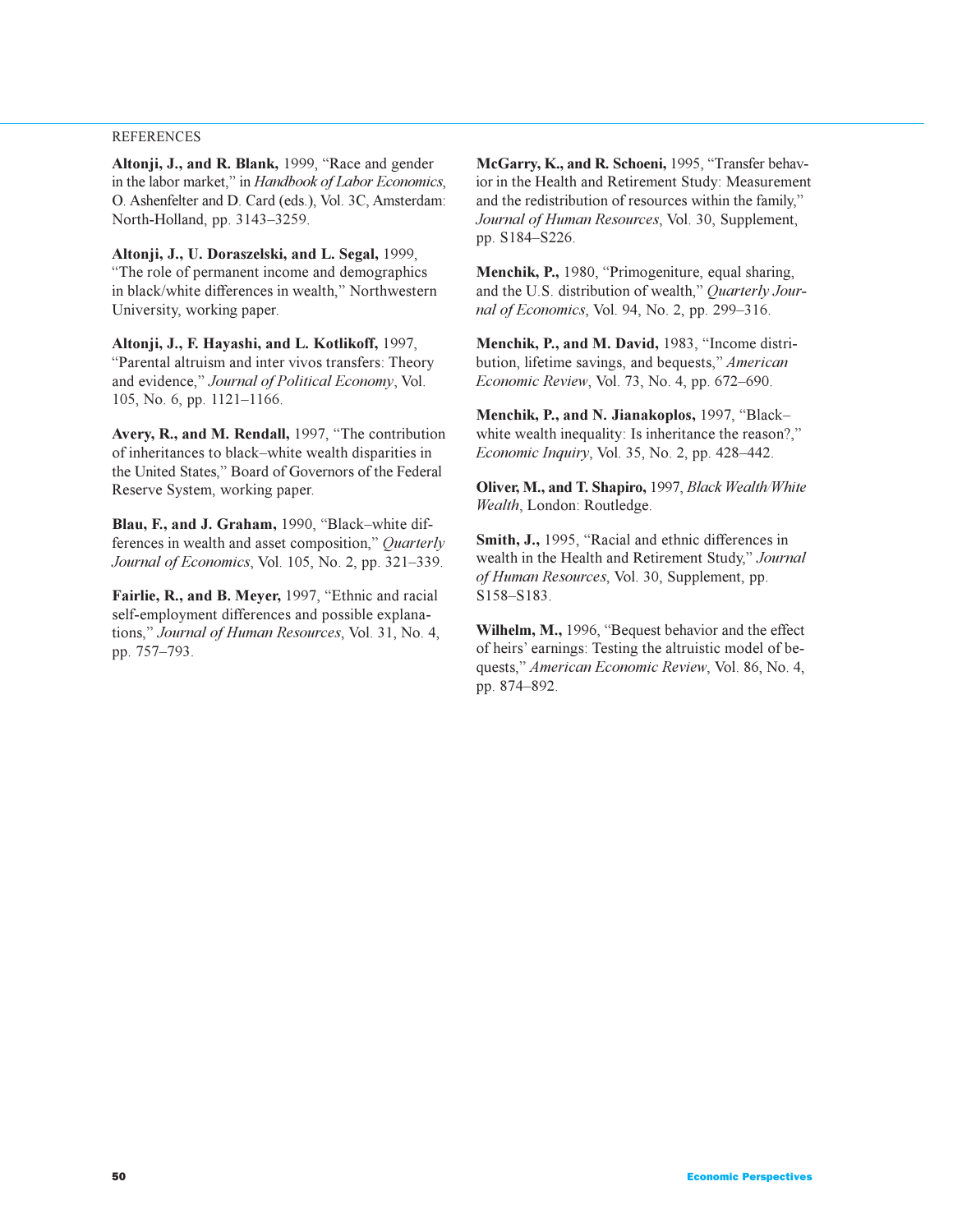## REFERENCES

**Altonji, J., and R. Blank,** 1999, "Race and gender in the labor market," in *Handbook of Labor Economics*, O. Ashenfelter and D. Card (eds.), Vol. 3C, Amsterdam: North-Holland, pp. 3143–3259.

**Altonji, J., U. Doraszelski, and L. Segal,** 1999, "The role of permanent income and demographics in black/white differences in wealth," Northwestern University, working paper.

**Altonji, J., F. Hayashi, and L. Kotlikoff,** 1997, "Parental altruism and inter vivos transfers: Theory and evidence," *Journal of Political Economy*, Vol. 105, No. 6, pp. 1121–1166.

**Avery, R., and M. Rendall,** 1997, "The contribution of inheritances to black–white wealth disparities in the United States," Board of Governors of the Federal Reserve System, working paper.

**Blau, F., and J. Graham,** 1990, "Black–white differences in wealth and asset composition," *Quarterly Journal of Economics*, Vol. 105, No. 2, pp. 321–339.

**Fairlie, R., and B. Meyer,** 1997, "Ethnic and racial self-employment differences and possible explanations," *Journal of Human Resources*, Vol. 31, No. 4, pp. 757–793.

**McGarry, K., and R. Schoeni,** 1995, "Transfer behavior in the Health and Retirement Study: Measurement and the redistribution of resources within the family," *Journal of Human Resources*, Vol. 30, Supplement, pp. S184–S226.

**Menchik, P.,** 1980, "Primogeniture, equal sharing, and the U.S. distribution of wealth," *Quarterly Journal of Economics*, Vol. 94, No. 2, pp. 299–316.

**Menchik, P., and M. David,** 1983, "Income distribution, lifetime savings, and bequests," *American Economic Review*, Vol. 73, No. 4, pp. 672–690.

**Menchik, P., and N. Jianakoplos,** 1997, "Black–white wealth inequality: Is inheritance the reason?," *Economic Inquiry*, Vol. 35, No. 2, pp. 428–442.

**Oliver, M., and T. Shapiro,** 1997, *Black Wealth/White Wealth*, London: Routledge.

**Smith, J.,** 1995, "Racial and ethnic differences in wealth in the Health and Retirement Study," *Journal of Human Resources*, Vol. 30, Supplement, pp. S158–S183.

**Wilhelm, M.,** 1996, "Bequest behavior and the effect of heirs' earnings: Testing the altruistic model of bequests," *American Economic Review*, Vol. 86, No. 4, pp. 874–892.